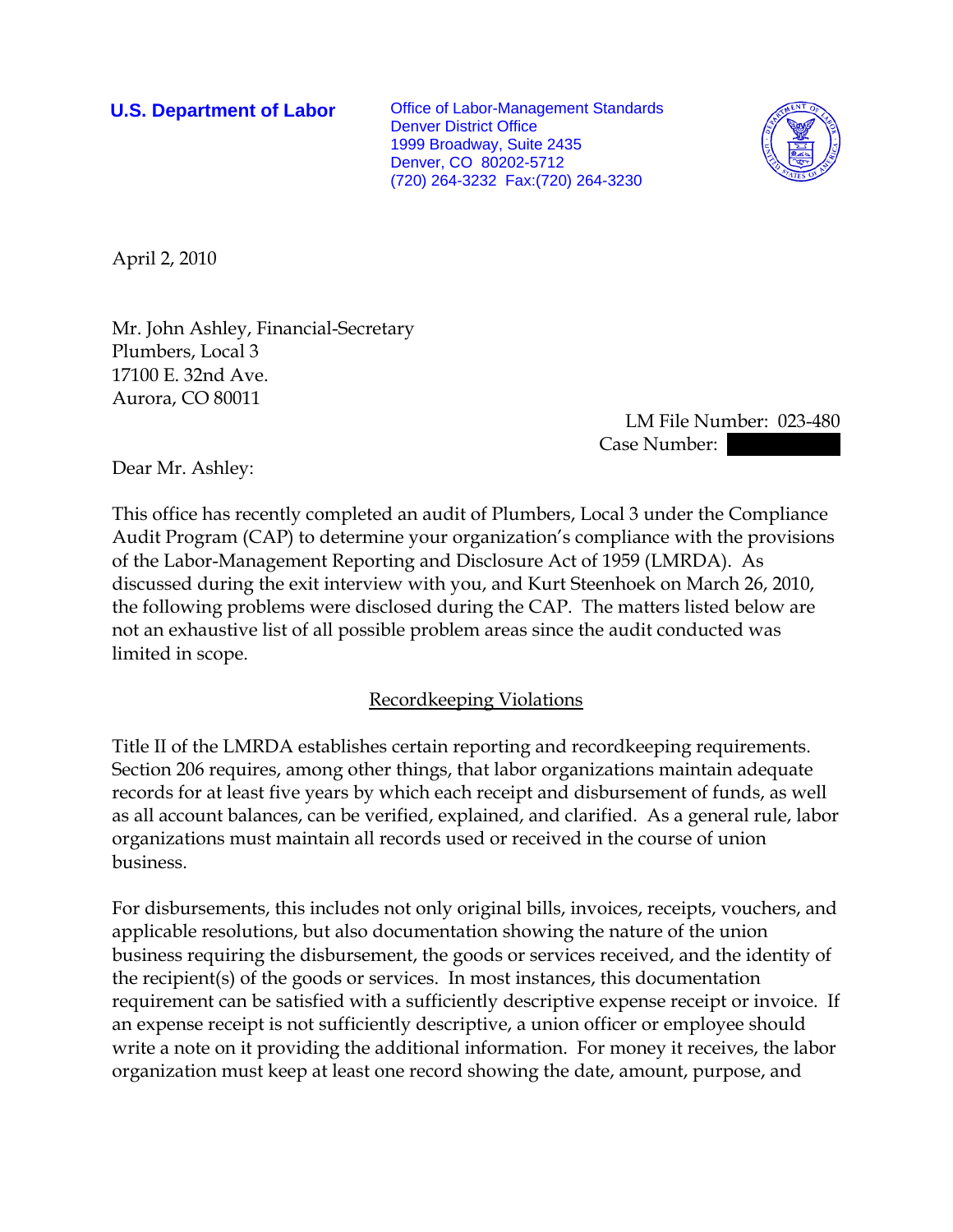**U.S. Department of Labor**

Office of Labor-Management Standards
Denver District Office
1999 Broadway, Suite 2435
Denver, CO 80202-5712
(720) 264-3232 Fax:(720) 264-3230

April 2, 2010

Mr. John Ashley, Financial-Secretary
Plumbers, Local 3
17100 E. 32nd Ave.
Aurora, CO 80011

LM File Number: 023-480
Case Number: 

Dear Mr. Ashley:

This office has recently completed an audit of Plumbers, Local 3 under the Compliance Audit Program (CAP) to determine your organization's compliance with the provisions of the Labor-Management Reporting and Disclosure Act of 1959 (LMRDA). As discussed during the exit interview with you, and Kurt Steenhoek on March 26, 2010, the following problems were disclosed during the CAP. The matters listed below are not an exhaustive list of all possible problem areas since the audit conducted was limited in scope.

## Recordkeeping Violations

Title II of the LMRDA establishes certain reporting and recordkeeping requirements. Section 206 requires, among other things, that labor organizations maintain adequate records for at least five years by which each receipt and disbursement of funds, as well as all account balances, can be verified, explained, and clarified. As a general rule, labor organizations must maintain all records used or received in the course of union business.

For disbursements, this includes not only original bills, invoices, receipts, vouchers, and applicable resolutions, but also documentation showing the nature of the union business requiring the disbursement, the goods or services received, and the identity of the recipient(s) of the goods or services. In most instances, this documentation requirement can be satisfied with a sufficiently descriptive expense receipt or invoice. If an expense receipt is not sufficiently descriptive, a union officer or employee should write a note on it providing the additional information. For money it receives, the labor organization must keep at least one record showing the date, amount, purpose, and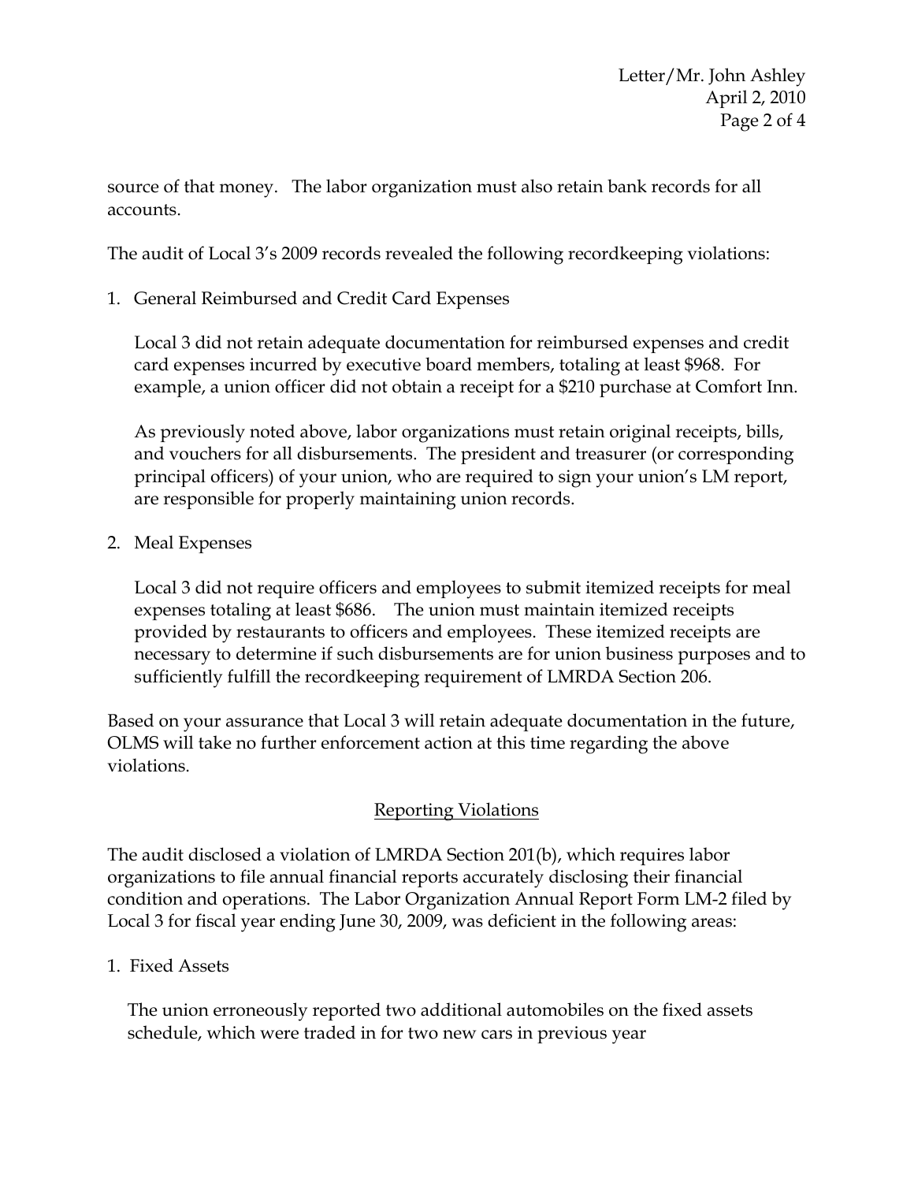source of that money. The labor organization must also retain bank records for all accounts.

The audit of Local 3's 2009 records revealed the following recordkeeping violations:

1. General Reimbursed and Credit Card Expenses

   Local 3 did not retain adequate documentation for reimbursed expenses and credit card expenses incurred by executive board members, totaling at least $968. For example, a union officer did not obtain a receipt for a $210 purchase at Comfort Inn.

   As previously noted above, labor organizations must retain original receipts, bills, and vouchers for all disbursements. The president and treasurer (or corresponding principal officers) of your union, who are required to sign your union's LM report, are responsible for properly maintaining union records.

2. Meal Expenses

   Local 3 did not require officers and employees to submit itemized receipts for meal expenses totaling at least $686. The union must maintain itemized receipts provided by restaurants to officers and employees. These itemized receipts are necessary to determine if such disbursements are for union business purposes and to sufficiently fulfill the recordkeeping requirement of LMRDA Section 206.

Based on your assurance that Local 3 will retain adequate documentation in the future, OLMS will take no further enforcement action at this time regarding the above violations.

## Reporting Violations

The audit disclosed a violation of LMRDA Section 201(b), which requires labor organizations to file annual financial reports accurately disclosing their financial condition and operations. The Labor Organization Annual Report Form LM-2 filed by Local 3 for fiscal year ending June 30, 2009, was deficient in the following areas:

1. Fixed Assets

   The union erroneously reported two additional automobiles on the fixed assets schedule, which were traded in for two new cars in previous year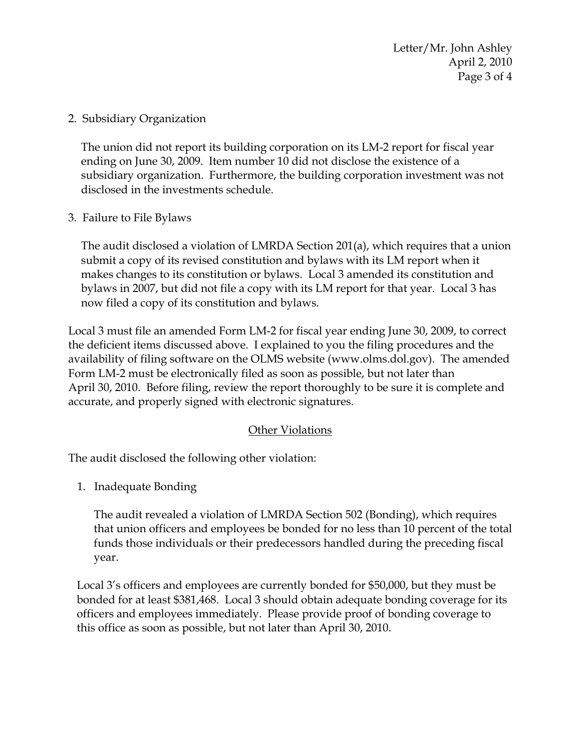2. Subsidiary Organization

   The union did not report its building corporation on its LM-2 report for fiscal year ending on June 30, 2009. Item number 10 did not disclose the existence of a subsidiary organization. Furthermore, the building corporation investment was not disclosed in the investments schedule.

3. Failure to File Bylaws

   The audit disclosed a violation of LMRDA Section 201(a), which requires that a union submit a copy of its revised constitution and bylaws with its LM report when it makes changes to its constitution or bylaws. Local 3 amended its constitution and bylaws in 2007, but did not file a copy with its LM report for that year. Local 3 has now filed a copy of its constitution and bylaws.

Local 3 must file an amended Form LM-2 for fiscal year ending June 30, 2009, to correct the deficient items discussed above. I explained to you the filing procedures and the availability of filing software on the OLMS website (www.olms.dol.gov). The amended Form LM-2 must be electronically filed as soon as possible, but not later than April 30, 2010. Before filing, review the report thoroughly to be sure it is complete and accurate, and properly signed with electronic signatures.

## Other Violations

The audit disclosed the following other violation:

1. Inadequate Bonding

   The audit revealed a violation of LMRDA Section 502 (Bonding), which requires that union officers and employees be bonded for no less than 10 percent of the total funds those individuals or their predecessors handled during the preceding fiscal year.

   Local 3's officers and employees are currently bonded for $50,000, but they must be bonded for at least $381,468. Local 3 should obtain adequate bonding coverage for its officers and employees immediately. Please provide proof of bonding coverage to this office as soon as possible, but not later than April 30, 2010.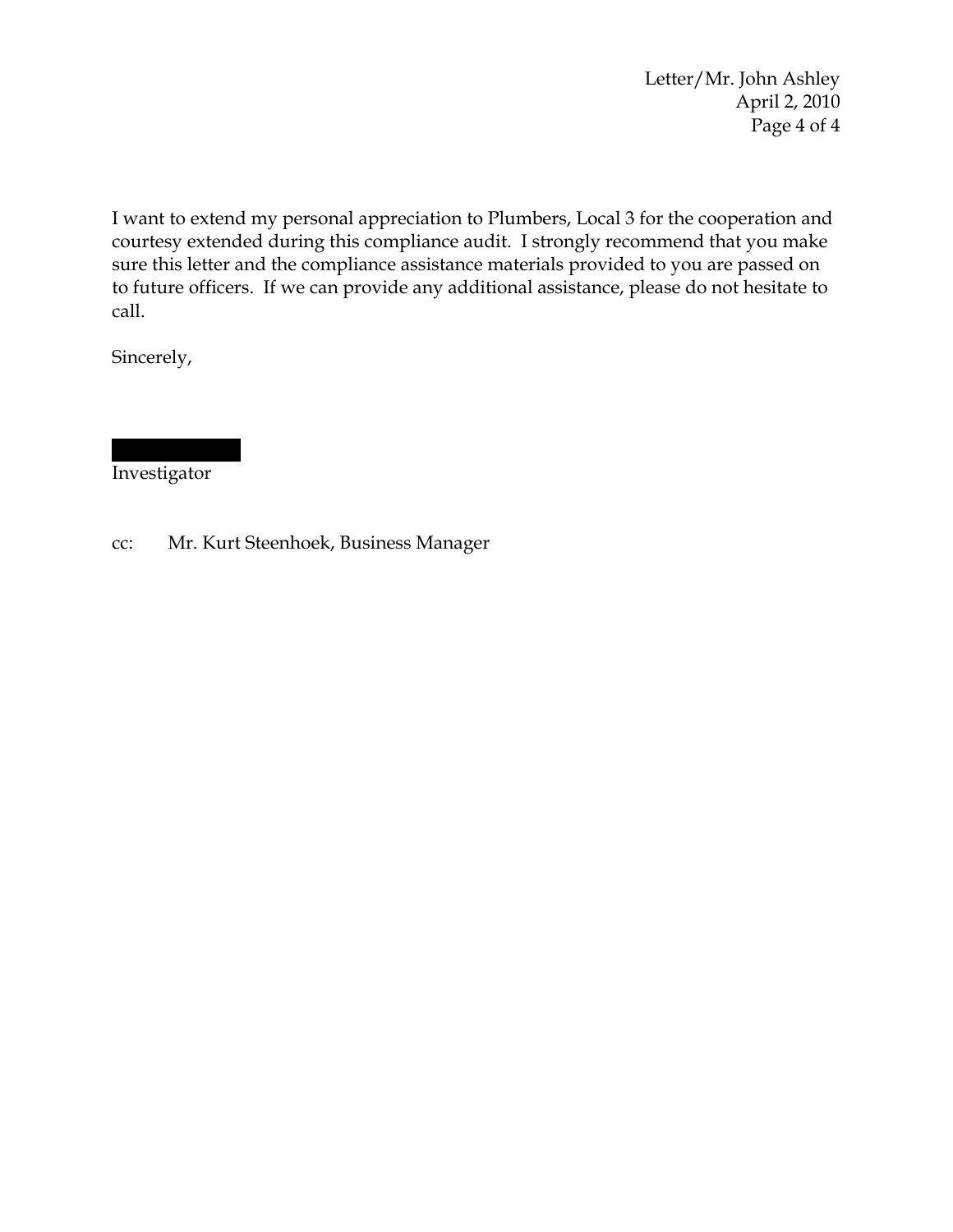I want to extend my personal appreciation to Plumbers, Local 3 for the cooperation and courtesy extended during this compliance audit. I strongly recommend that you make sure this letter and the compliance assistance materials provided to you are passed on to future officers. If we can provide any additional assistance, please do not hesitate to call.

Sincerely,

Investigator

cc: Mr. Kurt Steenhoek, Business Manager